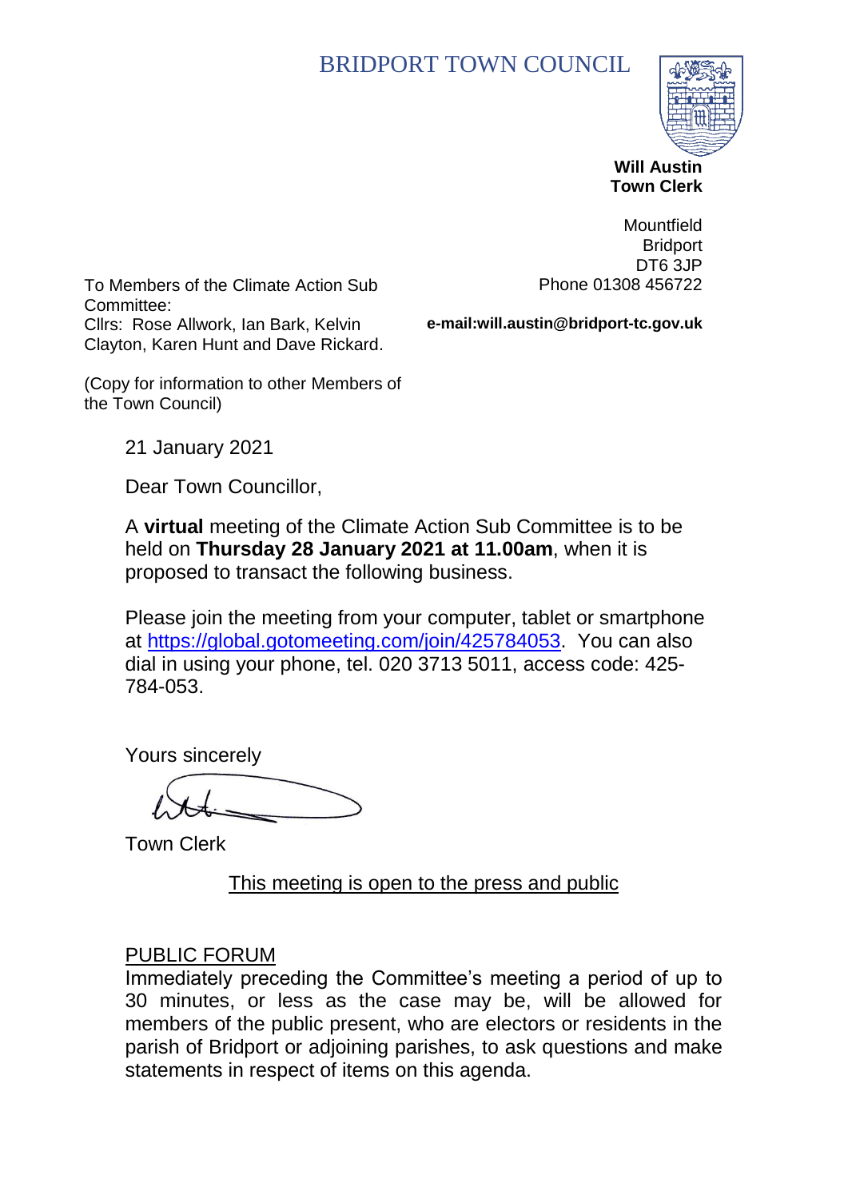# BRIDPORT TOWN COUNCIL

**Will Austin**
**Town Clerk**

Mountfield
Bridport
DT6 3JP
Phone 01308 456722

**e-mail:will.austin@bridport-tc.gov.uk**

To Members of the Climate Action Sub Committee:
Cllrs: Rose Allwork, Ian Bark, Kelvin Clayton, Karen Hunt and Dave Rickard.

(Copy for information to other Members of the Town Council)

21 January 2021

Dear Town Councillor,

A **virtual** meeting of the Climate Action Sub Committee is to be held on **Thursday 28 January 2021 at 11.00am**, when it is proposed to transact the following business.

Please join the meeting from your computer, tablet or smartphone at https://global.gotomeeting.com/join/425784053. You can also dial in using your phone, tel. 020 3713 5011, access code: 425-784-053.

Yours sincerely

Town Clerk

<u>This meeting is open to the press and public</u>

<u>PUBLIC FORUM</u>

Immediately preceding the Committee's meeting a period of up to 30 minutes, or less as the case may be, will be allowed for members of the public present, who are electors or residents in the parish of Bridport or adjoining parishes, to ask questions and make statements in respect of items on this agenda.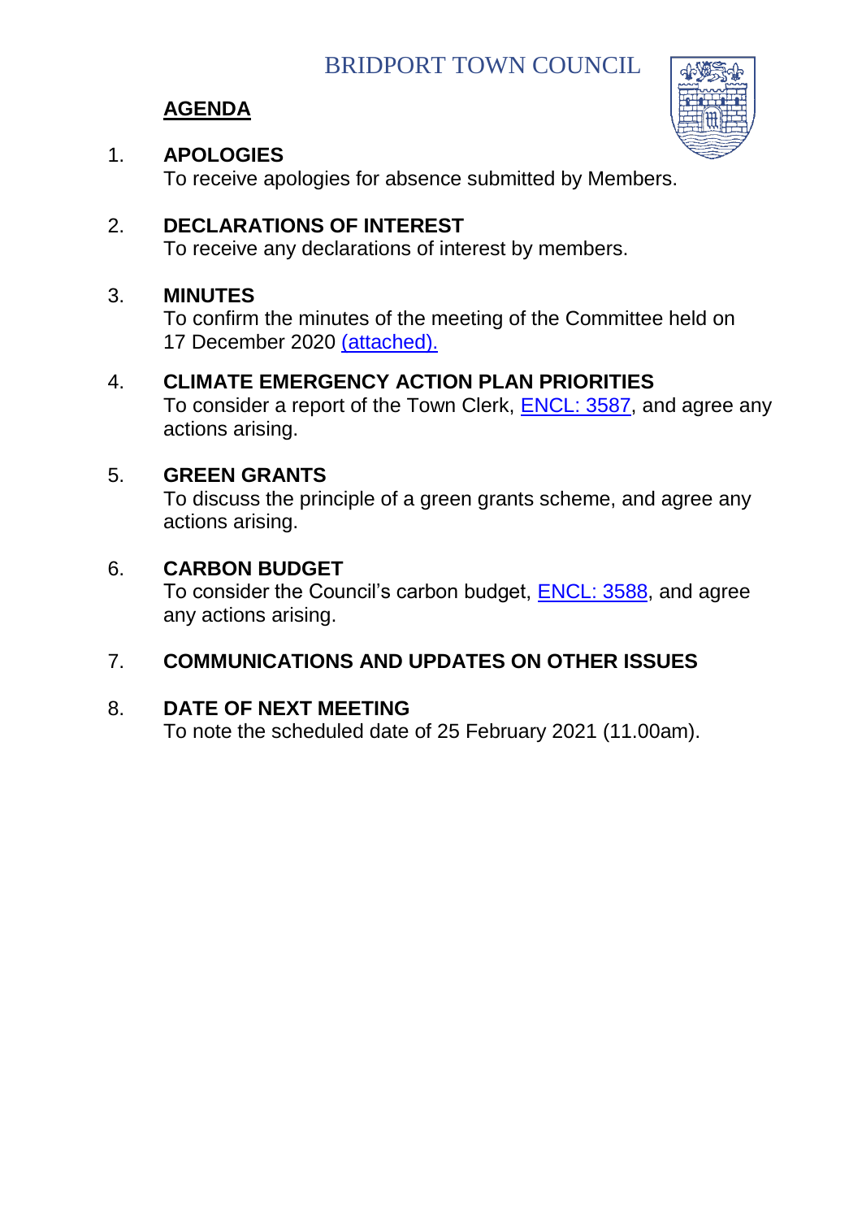BRIDPORT TOWN COUNCIL

## AGENDA

1. **APOLOGIES**
   To receive apologies for absence submitted by Members.

2. **DECLARATIONS OF INTEREST**
   To receive any declarations of interest by members.

3. **MINUTES**
   To confirm the minutes of the meeting of the Committee held on 17 December 2020 (attached).

4. **CLIMATE EMERGENCY ACTION PLAN PRIORITIES**
   To consider a report of the Town Clerk, ENCL: 3587, and agree any actions arising.

5. **GREEN GRANTS**
   To discuss the principle of a green grants scheme, and agree any actions arising.

6. **CARBON BUDGET**
   To consider the Council's carbon budget, ENCL: 3588, and agree any actions arising.

7. **COMMUNICATIONS AND UPDATES ON OTHER ISSUES**

8. **DATE OF NEXT MEETING**
   To note the scheduled date of 25 February 2021 (11.00am).